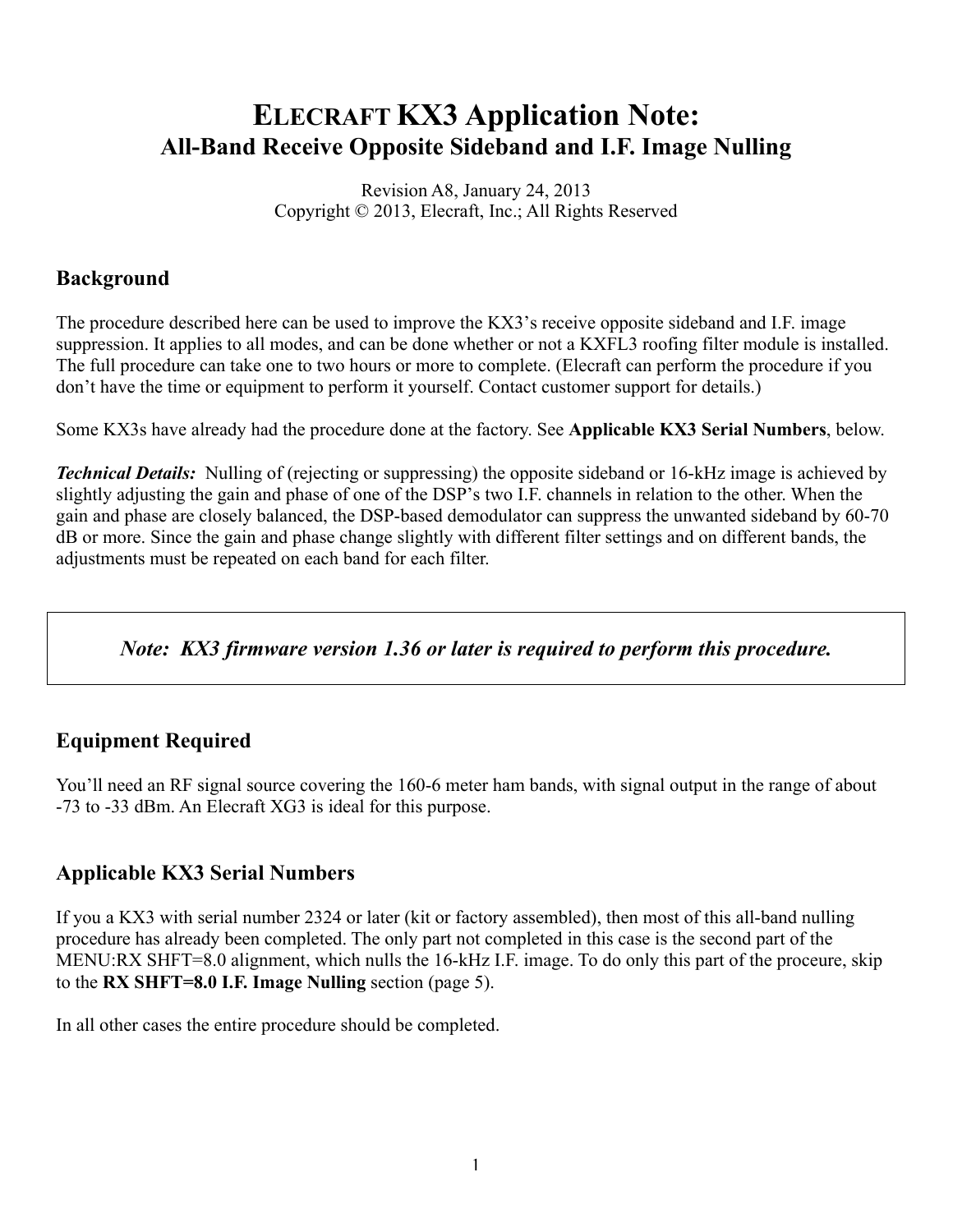# ELECRAFT KX3 Application Note:
## All-Band Receive Opposite Sideband and I.F. Image Nulling

Revision A8, January 24, 2013
Copyright © 2013, Elecraft, Inc.; All Rights Reserved

### Background

The procedure described here can be used to improve the KX3's receive opposite sideband and I.F. image suppression. It applies to all modes, and can be done whether or not a KXFL3 roofing filter module is installed. The full procedure can take one to two hours or more to complete. (Elecraft can perform the procedure if you don't have the time or equipment to perform it yourself. Contact customer support for details.)

Some KX3s have already had the procedure done at the factory. See **Applicable KX3 Serial Numbers**, below.

***Technical Details:*** Nulling of (rejecting or suppressing) the opposite sideband or 16-kHz image is achieved by slightly adjusting the gain and phase of one of the DSP's two I.F. channels in relation to the other. When the gain and phase are closely balanced, the DSP-based demodulator can suppress the unwanted sideband by 60-70 dB or more. Since the gain and phase change slightly with different filter settings and on different bands, the adjustments must be repeated on each band for each filter.

***Note: KX3 firmware version 1.36 or later is required to perform this procedure.***

### Equipment Required

You'll need an RF signal source covering the 160-6 meter ham bands, with signal output in the range of about -73 to -33 dBm. An Elecraft XG3 is ideal for this purpose.

### Applicable KX3 Serial Numbers

If you a KX3 with serial number 2324 or later (kit or factory assembled), then most of this all-band nulling procedure has already been completed. The only part not completed in this case is the second part of the MENU:RX SHFT=8.0 alignment, which nulls the 16-kHz I.F. image. To do only this part of the proceure, skip to the **RX SHFT=8.0 I.F. Image Nulling** section (page 5).

In all other cases the entire procedure should be completed.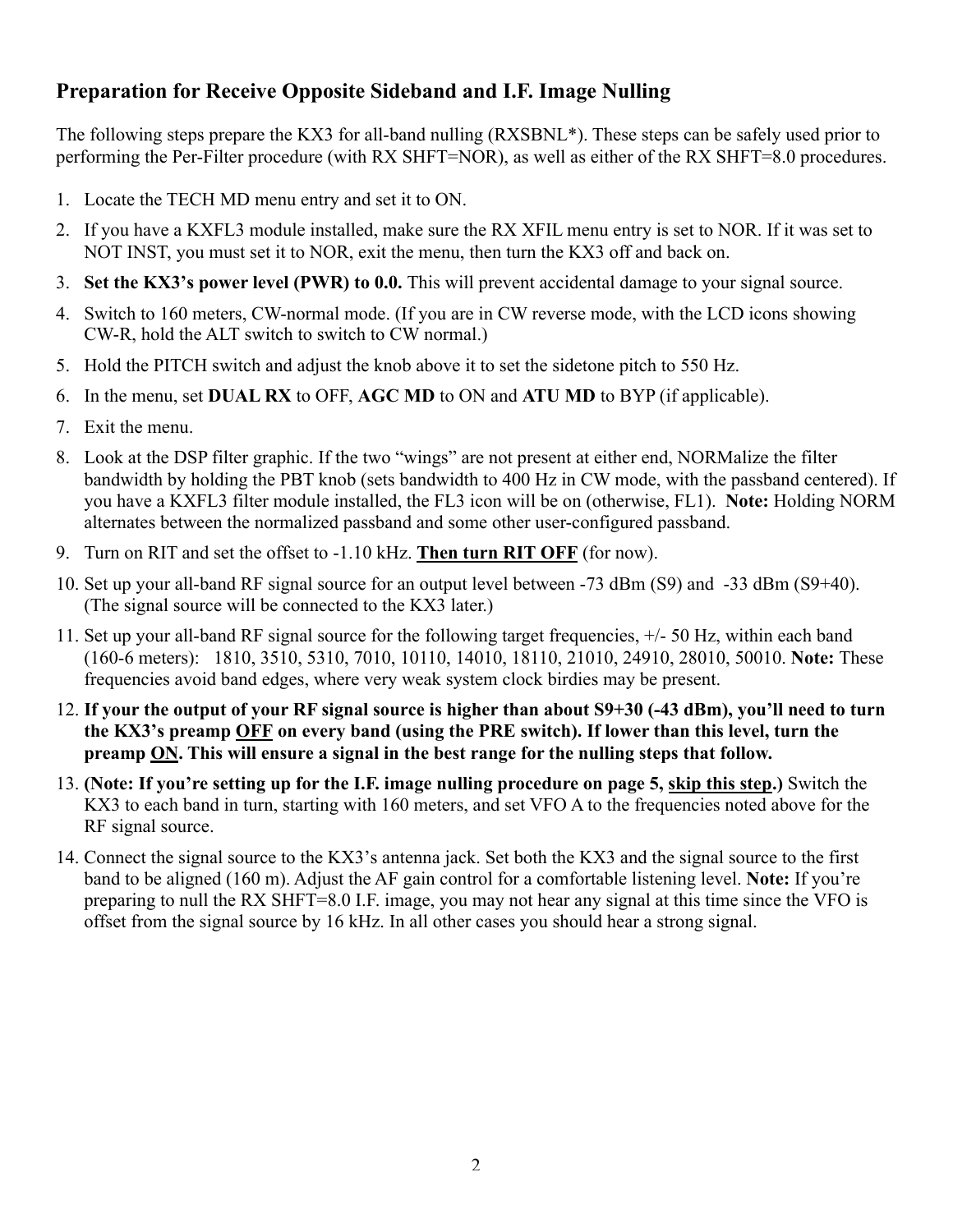## Preparation for Receive Opposite Sideband and I.F. Image Nulling

The following steps prepare the KX3 for all-band nulling (RXSBNL*). These steps can be safely used prior to performing the Per-Filter procedure (with RX SHFT=NOR), as well as either of the RX SHFT=8.0 procedures.

1. Locate the TECH MD menu entry and set it to ON.
2. If you have a KXFL3 module installed, make sure the RX XFIL menu entry is set to NOR. If it was set to NOT INST, you must set it to NOR, exit the menu, then turn the KX3 off and back on.
3. **Set the KX3's power level (PWR) to 0.0.** This will prevent accidental damage to your signal source.
4. Switch to 160 meters, CW-normal mode. (If you are in CW reverse mode, with the LCD icons showing CW-R, hold the ALT switch to switch to CW normal.)
5. Hold the PITCH switch and adjust the knob above it to set the sidetone pitch to 550 Hz.
6. In the menu, set **DUAL RX** to OFF, **AGC MD** to ON and **ATU MD** to BYP (if applicable).
7. Exit the menu.
8. Look at the DSP filter graphic. If the two "wings" are not present at either end, NORMalize the filter bandwidth by holding the PBT knob (sets bandwidth to 400 Hz in CW mode, with the passband centered). If you have a KXFL3 filter module installed, the FL3 icon will be on (otherwise, FL1). **Note:** Holding NORM alternates between the normalized passband and some other user-configured passband.
9. Turn on RIT and set the offset to -1.10 kHz. **Then turn RIT OFF** (for now).
10. Set up your all-band RF signal source for an output level between -73 dBm (S9) and -33 dBm (S9+40). (The signal source will be connected to the KX3 later.)
11. Set up your all-band RF signal source for the following target frequencies, +/- 50 Hz, within each band (160-6 meters): 1810, 3510, 5310, 7010, 10110, 14010, 18110, 21010, 24910, 28010, 50010. **Note:** These frequencies avoid band edges, where very weak system clock birdies may be present.
12. **If your the output of your RF signal source is higher than about S9+30 (-43 dBm), you'll need to turn the KX3's preamp OFF on every band (using the PRE switch). If lower than this level, turn the preamp ON. This will ensure a signal in the best range for the nulling steps that follow.**
13. **(Note: If you're setting up for the I.F. image nulling procedure on page 5, skip this step.)** Switch the KX3 to each band in turn, starting with 160 meters, and set VFO A to the frequencies noted above for the RF signal source.
14. Connect the signal source to the KX3's antenna jack. Set both the KX3 and the signal source to the first band to be aligned (160 m). Adjust the AF gain control for a comfortable listening level. **Note:** If you're preparing to null the RX SHFT=8.0 I.F. image, you may not hear any signal at this time since the VFO is offset from the signal source by 16 kHz. In all other cases you should hear a strong signal.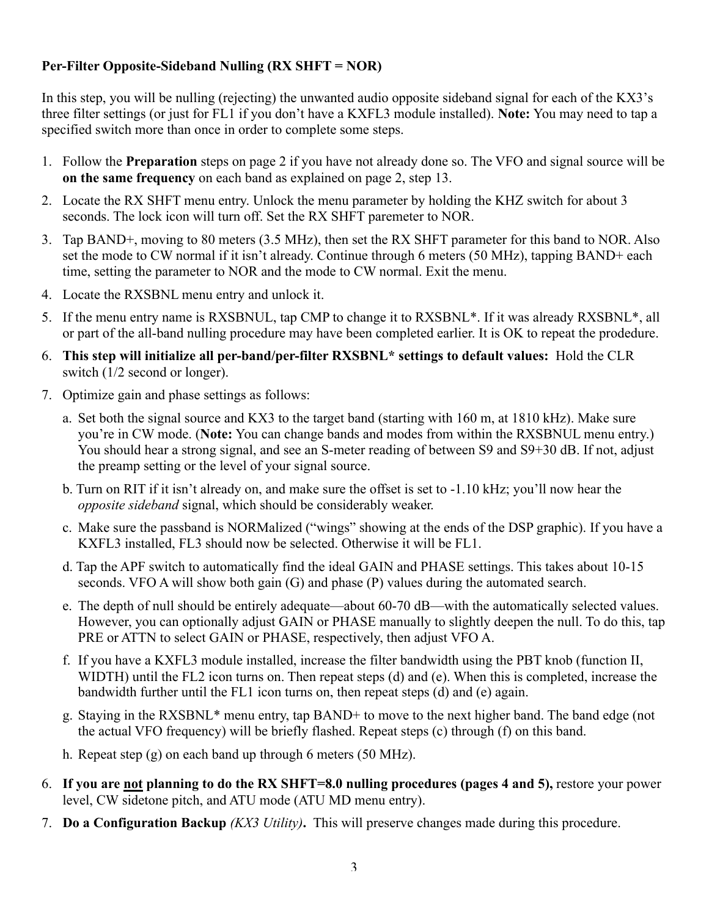**Per-Filter Opposite-Sideband Nulling (RX SHFT = NOR)**

In this step, you will be nulling (rejecting) the unwanted audio opposite sideband signal for each of the KX3's three filter settings (or just for FL1 if you don't have a KXFL3 module installed). **Note:** You may need to tap a specified switch more than once in order to complete some steps.

1. Follow the **Preparation** steps on page 2 if you have not already done so. The VFO and signal source will be **on the same frequency** on each band as explained on page 2, step 13.
2. Locate the RX SHFT menu entry. Unlock the menu parameter by holding the KHZ switch for about 3 seconds. The lock icon will turn off. Set the RX SHFT paremeter to NOR.
3. Tap BAND+, moving to 80 meters (3.5 MHz), then set the RX SHFT parameter for this band to NOR. Also set the mode to CW normal if it isn't already. Continue through 6 meters (50 MHz), tapping BAND+ each time, setting the parameter to NOR and the mode to CW normal. Exit the menu.
4. Locate the RXSBNL menu entry and unlock it.
5. If the menu entry name is RXSBNUL, tap CMP to change it to RXSBNL*. If it was already RXSBNL*, all or part of the all-band nulling procedure may have been completed earlier. It is OK to repeat the prodedure.
6. **This step will initialize all per-band/per-filter RXSBNL* settings to default values:** Hold the CLR switch (1/2 second or longer).
7. Optimize gain and phase settings as follows:
   a. Set both the signal source and KX3 to the target band (starting with 160 m, at 1810 kHz). Make sure you're in CW mode. (**Note:** You can change bands and modes from within the RXSBNUL menu entry.) You should hear a strong signal, and see an S-meter reading of between S9 and S9+30 dB. If not, adjust the preamp setting or the level of your signal source.
   b. Turn on RIT if it isn't already on, and make sure the offset is set to -1.10 kHz; you'll now hear the *opposite sideband* signal, which should be considerably weaker.
   c. Make sure the passband is NORMalized ("wings" showing at the ends of the DSP graphic). If you have a KXFL3 installed, FL3 should now be selected. Otherwise it will be FL1.
   d. Tap the APF switch to automatically find the ideal GAIN and PHASE settings. This takes about 10-15 seconds. VFO A will show both gain (G) and phase (P) values during the automated search.
   e. The depth of null should be entirely adequate—about 60-70 dB—with the automatically selected values. However, you can optionally adjust GAIN or PHASE manually to slightly deepen the null. To do this, tap PRE or ATTN to select GAIN or PHASE, respectively, then adjust VFO A.
   f. If you have a KXFL3 module installed, increase the filter bandwidth using the PBT knob (function II, WIDTH) until the FL2 icon turns on. Then repeat steps (d) and (e). When this is completed, increase the bandwidth further until the FL1 icon turns on, then repeat steps (d) and (e) again.
   g. Staying in the RXSBNL* menu entry, tap BAND+ to move to the next higher band. The band edge (not the actual VFO frequency) will be briefly flashed. Repeat steps (c) through (f) on this band.
   h. Repeat step (g) on each band up through 6 meters (50 MHz).

6. **If you are <u>not</u> planning to do the RX SHFT=8.0 nulling procedures (pages 4 and 5),** restore your power level, CW sidetone pitch, and ATU mode (ATU MD menu entry).
7. **Do a Configuration Backup** ***(KX3 Utility)*****.** This will preserve changes made during this procedure.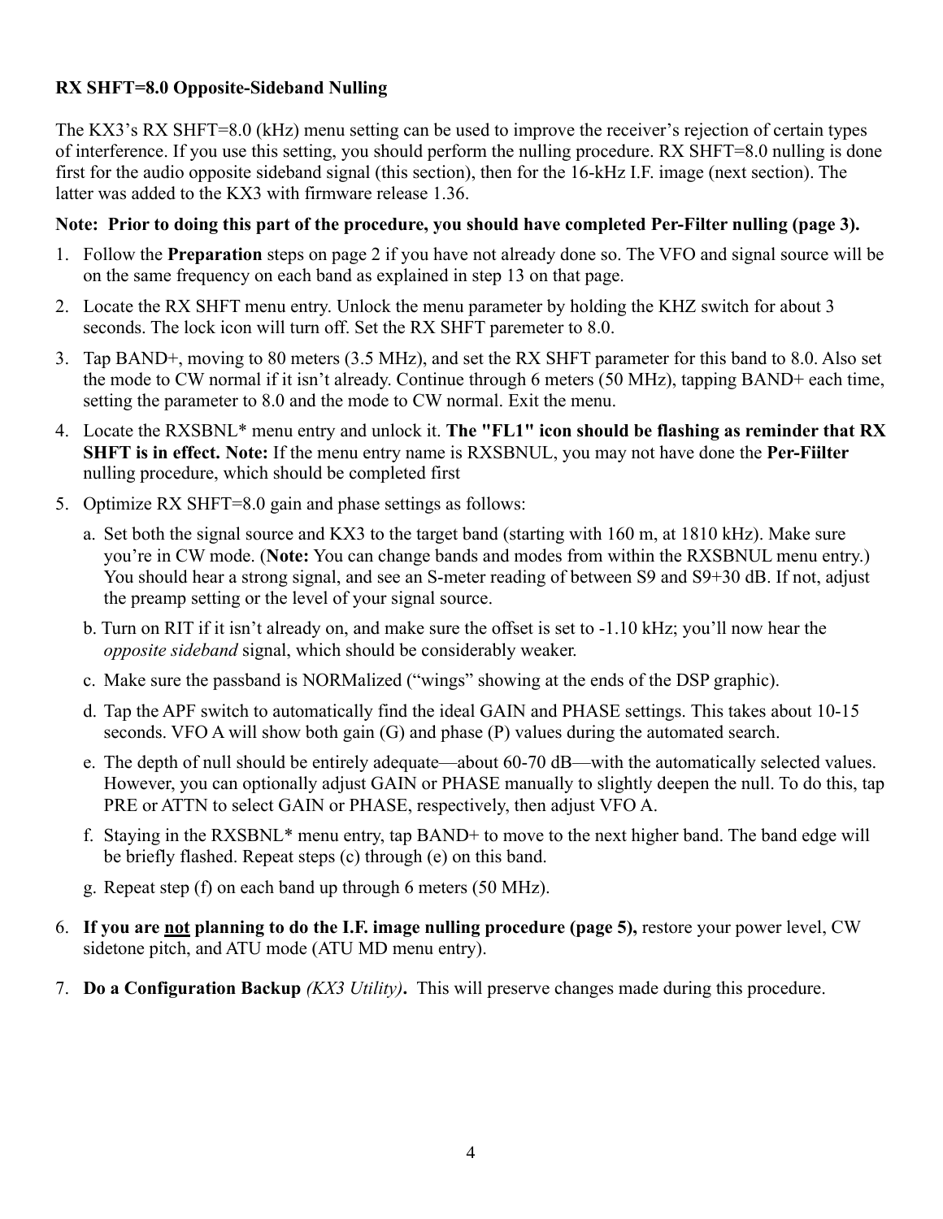**RX SHFT=8.0 Opposite-Sideband Nulling**

The KX3's RX SHFT=8.0 (kHz) menu setting can be used to improve the receiver's rejection of certain types of interference. If you use this setting, you should perform the nulling procedure. RX SHFT=8.0 nulling is done first for the audio opposite sideband signal (this section), then for the 16-kHz I.F. image (next section). The latter was added to the KX3 with firmware release 1.36.

**Note: Prior to doing this part of the procedure, you should have completed Per-Filter nulling (page 3).**

1. Follow the **Preparation** steps on page 2 if you have not already done so. The VFO and signal source will be on the same frequency on each band as explained in step 13 on that page.
2. Locate the RX SHFT menu entry. Unlock the menu parameter by holding the KHZ switch for about 3 seconds. The lock icon will turn off. Set the RX SHFT paremeter to 8.0.
3. Tap BAND+, moving to 80 meters (3.5 MHz), and set the RX SHFT parameter for this band to 8.0. Also set the mode to CW normal if it isn't already. Continue through 6 meters (50 MHz), tapping BAND+ each time, setting the parameter to 8.0 and the mode to CW normal. Exit the menu.
4. Locate the RXSBNL* menu entry and unlock it. **The "FL1" icon should be flashing as reminder that RX SHFT is in effect. Note:** If the menu entry name is RXSBNUL, you may not have done the **Per-Fiilter** nulling procedure, which should be completed first
5. Optimize RX SHFT=8.0 gain and phase settings as follows:
   a. Set both the signal source and KX3 to the target band (starting with 160 m, at 1810 kHz). Make sure you're in CW mode. (**Note:** You can change bands and modes from within the RXSBNUL menu entry.) You should hear a strong signal, and see an S-meter reading of between S9 and S9+30 dB. If not, adjust the preamp setting or the level of your signal source.
   b. Turn on RIT if it isn't already on, and make sure the offset is set to -1.10 kHz; you'll now hear the *opposite sideband* signal, which should be considerably weaker.
   c. Make sure the passband is NORMalized ("wings" showing at the ends of the DSP graphic).
   d. Tap the APF switch to automatically find the ideal GAIN and PHASE settings. This takes about 10-15 seconds. VFO A will show both gain (G) and phase (P) values during the automated search.
   e. The depth of null should be entirely adequate—about 60-70 dB—with the automatically selected values. However, you can optionally adjust GAIN or PHASE manually to slightly deepen the null. To do this, tap PRE or ATTN to select GAIN or PHASE, respectively, then adjust VFO A.
   f. Staying in the RXSBNL* menu entry, tap BAND+ to move to the next higher band. The band edge will be briefly flashed. Repeat steps (c) through (e) on this band.
   g. Repeat step (f) on each band up through 6 meters (50 MHz).
6. **If you are <u>not</u> planning to do the I.F. image nulling procedure (page 5),** restore your power level, CW sidetone pitch, and ATU mode (ATU MD menu entry).
7. **Do a Configuration Backup** ***(KX3 Utility)*****.** This will preserve changes made during this procedure.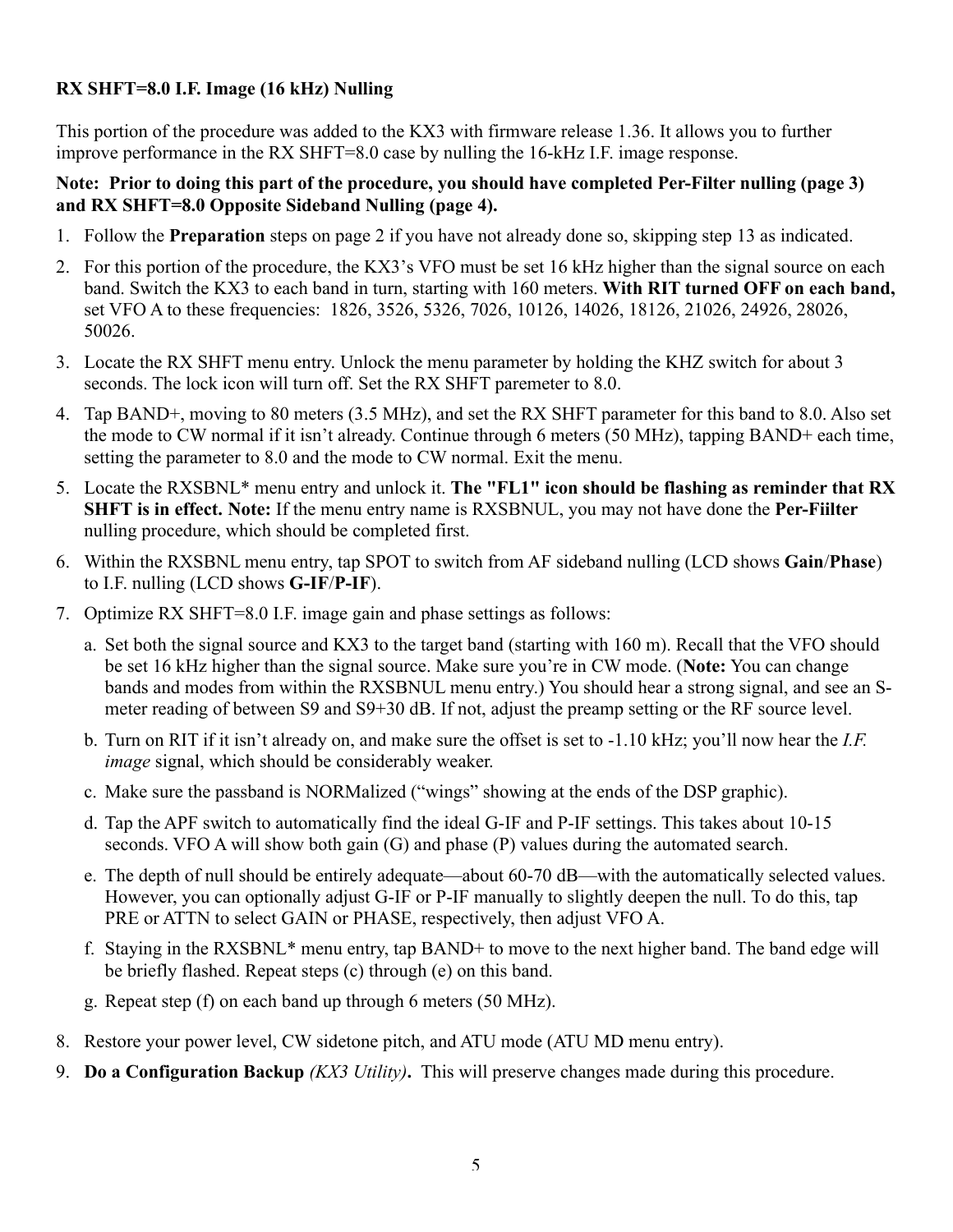**RX SHFT=8.0 I.F. Image (16 kHz) Nulling**

This portion of the procedure was added to the KX3 with firmware release 1.36. It allows you to further improve performance in the RX SHFT=8.0 case by nulling the 16-kHz I.F. image response.

**Note: Prior to doing this part of the procedure, you should have completed Per-Filter nulling (page 3) and RX SHFT=8.0 Opposite Sideband Nulling (page 4).**

1. Follow the **Preparation** steps on page 2 if you have not already done so, skipping step 13 as indicated.
2. For this portion of the procedure, the KX3's VFO must be set 16 kHz higher than the signal source on each band. Switch the KX3 to each band in turn, starting with 160 meters. **With RIT turned OFF on each band,** set VFO A to these frequencies: 1826, 3526, 5326, 7026, 10126, 14026, 18126, 21026, 24926, 28026, 50026.
3. Locate the RX SHFT menu entry. Unlock the menu parameter by holding the KHZ switch for about 3 seconds. The lock icon will turn off. Set the RX SHFT paremeter to 8.0.
4. Tap BAND+, moving to 80 meters (3.5 MHz), and set the RX SHFT parameter for this band to 8.0. Also set the mode to CW normal if it isn't already. Continue through 6 meters (50 MHz), tapping BAND+ each time, setting the parameter to 8.0 and the mode to CW normal. Exit the menu.
5. Locate the RXSBNL* menu entry and unlock it. **The "FL1" icon should be flashing as reminder that RX SHFT is in effect. Note:** If the menu entry name is RXSBNUL, you may not have done the **Per-Fiilter** nulling procedure, which should be completed first.
6. Within the RXSBNL menu entry, tap SPOT to switch from AF sideband nulling (LCD shows **Gain**/**Phase**) to I.F. nulling (LCD shows **G-IF**/**P-IF**).
7. Optimize RX SHFT=8.0 I.F. image gain and phase settings as follows:
   a. Set both the signal source and KX3 to the target band (starting with 160 m). Recall that the VFO should be set 16 kHz higher than the signal source. Make sure you're in CW mode. (**Note:** You can change bands and modes from within the RXSBNUL menu entry.) You should hear a strong signal, and see an S-meter reading of between S9 and S9+30 dB. If not, adjust the preamp setting or the RF source level.
   b. Turn on RIT if it isn't already on, and make sure the offset is set to -1.10 kHz; you'll now hear the *I.F. image* signal, which should be considerably weaker.
   c. Make sure the passband is NORMalized ("wings" showing at the ends of the DSP graphic).
   d. Tap the APF switch to automatically find the ideal G-IF and P-IF settings. This takes about 10-15 seconds. VFO A will show both gain (G) and phase (P) values during the automated search.
   e. The depth of null should be entirely adequate—about 60-70 dB—with the automatically selected values. However, you can optionally adjust G-IF or P-IF manually to slightly deepen the null. To do this, tap PRE or ATTN to select GAIN or PHASE, respectively, then adjust VFO A.
   f. Staying in the RXSBNL* menu entry, tap BAND+ to move to the next higher band. The band edge will be briefly flashed. Repeat steps (c) through (e) on this band.
   g. Repeat step (f) on each band up through 6 meters (50 MHz).
8. Restore your power level, CW sidetone pitch, and ATU mode (ATU MD menu entry).
9. **Do a Configuration Backup** *(KX3 Utility)***.** This will preserve changes made during this procedure.